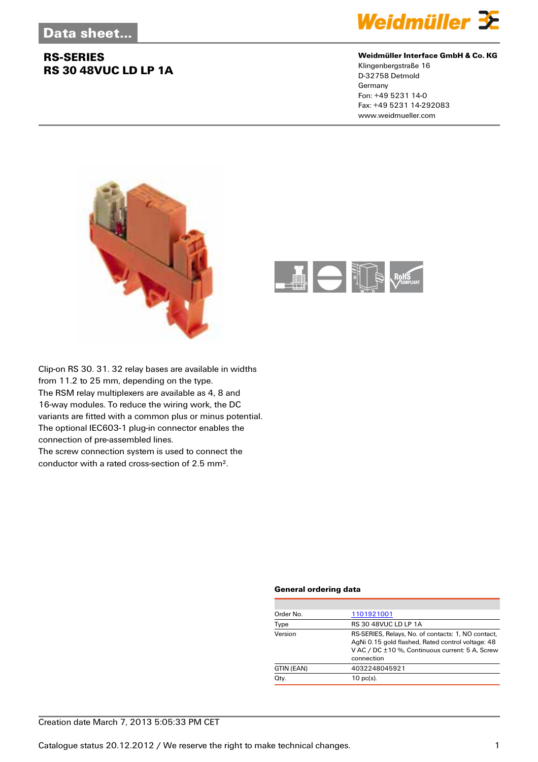# Data sheet...

## RS-SERIES
## RS 30 48VUC LD LP 1A

**Weidmüller Interface GmbH & Co. KG**
Klingenbergstraße 16
D-32758 Detmold
Germany
Fon: +49 5231 14-0
Fax: +49 5231 14-292083
www.weidmueller.com

Clip-on RS 30. 31. 32 relay bases are available in widths from 11.2 to 25 mm, depending on the type.
The RSM relay multiplexers are available as 4, 8 and 16-way modules. To reduce the wiring work, the DC variants are fitted with a common plus or minus potential.
The optional IEC603-1 plug-in connector enables the connection of pre-assembled lines.
The screw connection system is used to connect the conductor with a rated cross-section of 2.5 mm².

### General ordering data

| | |
|---|---|
| Order No. | 1101921001 |
| Type | RS 30 48VUC LD LP 1A |
| Version | RS-SERIES, Relays, No. of contacts: 1, NO contact, AgNi 0.15 gold flashed, Rated control voltage: 48 V AC / DC ±10 %, Continuous current: 5 A, Screw connection |
| GTIN (EAN) | 4032248045921 |
| Qty. | 10 pc(s). |

Creation date March 7, 2013 5:05:33 PM CET

Catalogue status 20.12.2012 / We reserve the right to make technical changes.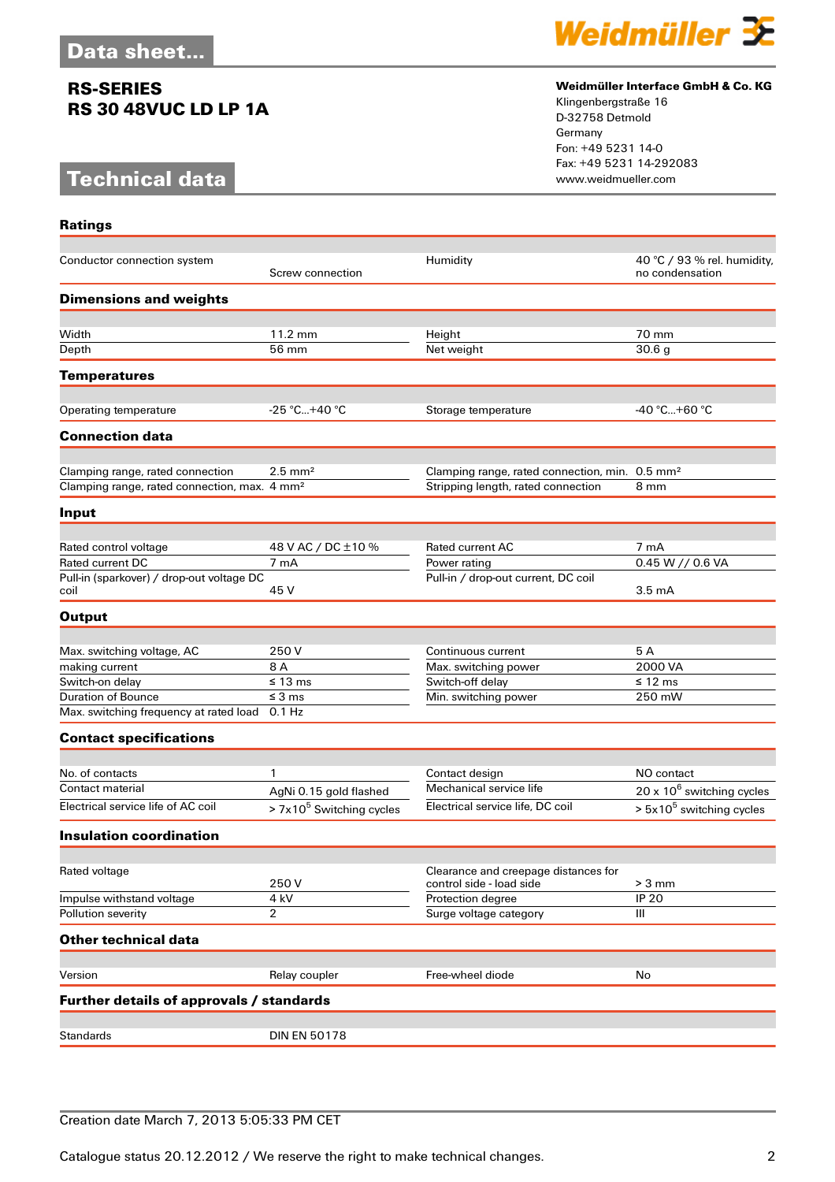# Data sheet...

## RS-SERIES
## RS 30 48VUC LD LP 1A

**Weidmüller Interface GmbH & Co. KG**
Klingenbergstraße 16
D-32758 Detmold
Germany
Fon: +49 5231 14-0
Fax: +49 5231 14-292083
www.weidmueller.com

# Technical data

### Ratings

| | | | |
|---|---|---|---|
| Conductor connection system | Screw connection | Humidity | 40 °C / 93 % rel. humidity, no condensation |

### Dimensions and weights

| | | | |
|---|---|---|---|
| Width | 11.2 mm | Height | 70 mm |
| Depth | 56 mm | Net weight | 30.6 g |

### Temperatures

| | | | |
|---|---|---|---|
| Operating temperature | -25 °C...+40 °C | Storage temperature | -40 °C...+60 °C |

### Connection data

| | | | |
|---|---|---|---|
| Clamping range, rated connection | 2.5 mm² | Clamping range, rated connection, min. | 0.5 mm² |
| Clamping range, rated connection, max. | 4 mm² | Stripping length, rated connection | 8 mm |

### Input

| | | | |
|---|---|---|---|
| Rated control voltage | 48 V AC / DC ±10 % | Rated current AC | 7 mA |
| Rated current DC | 7 mA | Power rating | 0.45 W // 0.6 VA |
| Pull-in (sparkover) / drop-out voltage DC coil | 45 V | Pull-in / drop-out current, DC coil | 3.5 mA |

### Output

| | | | |
|---|---|---|---|
| Max. switching voltage, AC | 250 V | Continuous current | 5 A |
| making current | 8 A | Max. switching power | 2000 VA |
| Switch-on delay | ≤ 13 ms | Switch-off delay | ≤ 12 ms |
| Duration of Bounce | ≤ 3 ms | Min. switching power | 250 mW |
| Max. switching frequency at rated load | 0.1 Hz | | |

### Contact specifications

| | | | |
|---|---|---|---|
| No. of contacts | 1 | Contact design | NO contact |
| Contact material | AgNi 0.15 gold flashed | Mechanical service life | 20 x $10^6$ switching cycles |
| Electrical service life of AC coil | > 7x$10^5$ Switching cycles | Electrical service life, DC coil | > 5x$10^5$ switching cycles |

### Insulation coordination

| | | | |
|---|---|---|---|
| Rated voltage | 250 V | Clearance and creepage distances for control side - load side | > 3 mm |
| Impulse withstand voltage | 4 kV | Protection degree | IP 20 |
| Pollution severity | 2 | Surge voltage category | III |

### Other technical data

| | | | |
|---|---|---|---|
| Version | Relay coupler | Free-wheel diode | No |

### Further details of approvals / standards

| | |
|---|---|
| Standards | DIN EN 50178 |

Creation date March 7, 2013 5:05:33 PM CET

Catalogue status 20.12.2012 / We reserve the right to make technical changes.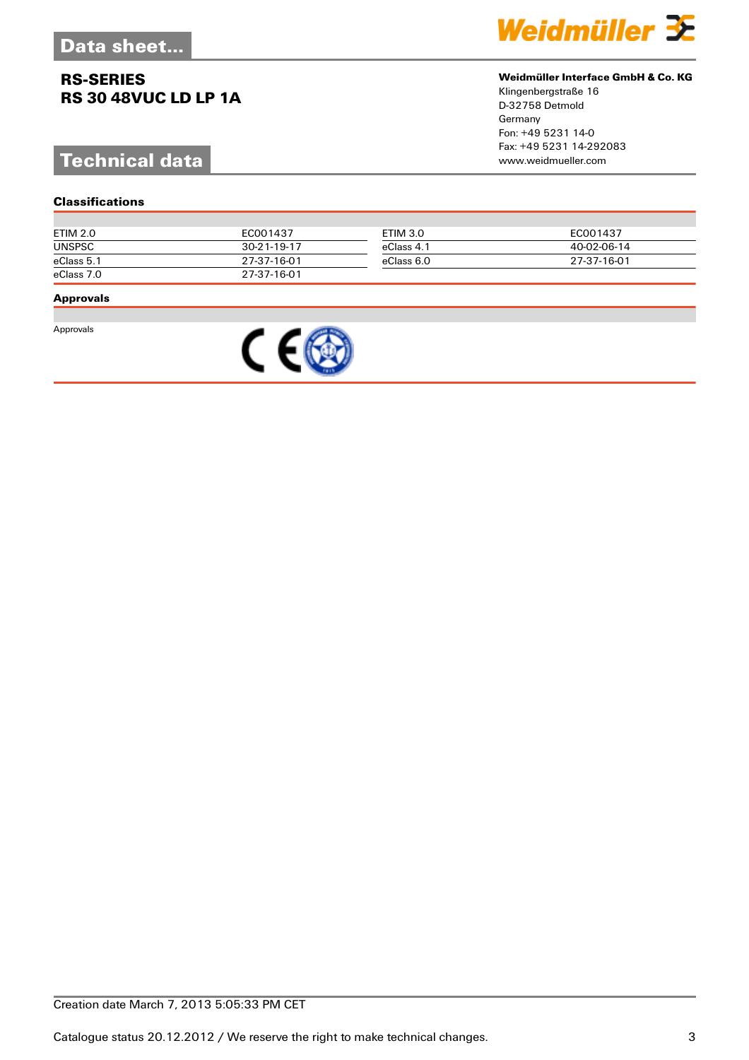# Data sheet...

## RS-SERIES
## RS 30 48VUC LD LP 1A

**Weidmüller Interface GmbH & Co. KG**
Klingenbergstraße 16
D-32758 Detmold
Germany
Fon: +49 5231 14-0
Fax: +49 5231 14-292083
www.weidmueller.com

# Technical data

### Classifications

| | | | |
|---|---|---|---|
| ETIM 2.0 | EC001437 | ETIM 3.0 | EC001437 |
| UNSPSC | 30-21-19-17 | eClass 4.1 | 40-02-06-14 |
| eClass 5.1 | 27-37-16-01 | eClass 6.0 | 27-37-16-01 |
| eClass 7.0 | 27-37-16-01 | | |

### Approvals

Approvals

Creation date March 7, 2013 5:05:33 PM CET

Catalogue status 20.12.2012 / We reserve the right to make technical changes.